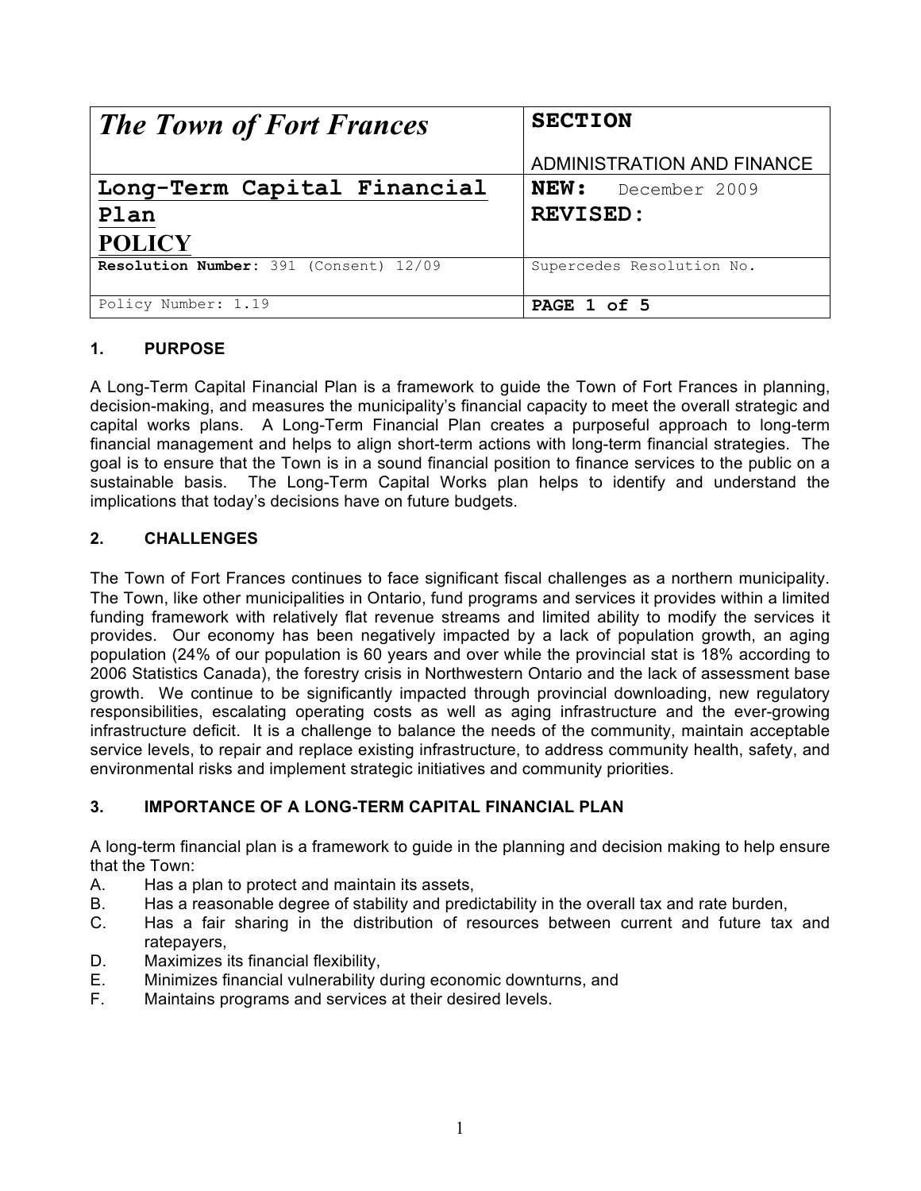| The Town of Fort Frances | SECTION<br><br>ADMINISTRATION AND FINANCE |
| --- | --- |
| **Long-Term Capital Financial Plan**<br>**POLICY** | **NEW:** December 2009<br>**REVISED:** |
| **Resolution Number:** 391 (Consent) 12/09 | Supercedes Resolution No. |
| Policy Number: 1.19 | |

## 1. PURPOSE

A Long-Term Capital Financial Plan is a framework to guide the Town of Fort Frances in planning, decision-making, and measures the municipality's financial capacity to meet the overall strategic and capital works plans. A Long-Term Financial Plan creates a purposeful approach to long-term financial management and helps to align short-term actions with long-term financial strategies. The goal is to ensure that the Town is in a sound financial position to finance services to the public on a sustainable basis. The Long-Term Capital Works plan helps to identify and understand the implications that today's decisions have on future budgets.

## 2. CHALLENGES

The Town of Fort Frances continues to face significant fiscal challenges as a northern municipality. The Town, like other municipalities in Ontario, fund programs and services it provides within a limited funding framework with relatively flat revenue streams and limited ability to modify the services it provides. Our economy has been negatively impacted by a lack of population growth, an aging population (24% of our population is 60 years and over while the provincial stat is 18% according to 2006 Statistics Canada), the forestry crisis in Northwestern Ontario and the lack of assessment base growth. We continue to be significantly impacted through provincial downloading, new regulatory responsibilities, escalating operating costs as well as aging infrastructure and the ever-growing infrastructure deficit. It is a challenge to balance the needs of the community, maintain acceptable service levels, to repair and replace existing infrastructure, to address community health, safety, and environmental risks and implement strategic initiatives and community priorities.

## 3. IMPORTANCE OF A LONG-TERM CAPITAL FINANCIAL PLAN

A long-term financial plan is a framework to guide in the planning and decision making to help ensure that the Town:

A. Has a plan to protect and maintain its assets,
B. Has a reasonable degree of stability and predictability in the overall tax and rate burden,
C. Has a fair sharing in the distribution of resources between current and future tax and ratepayers,
D. Maximizes its financial flexibility,
E. Minimizes financial vulnerability during economic downturns, and
F. Maintains programs and services at their desired levels.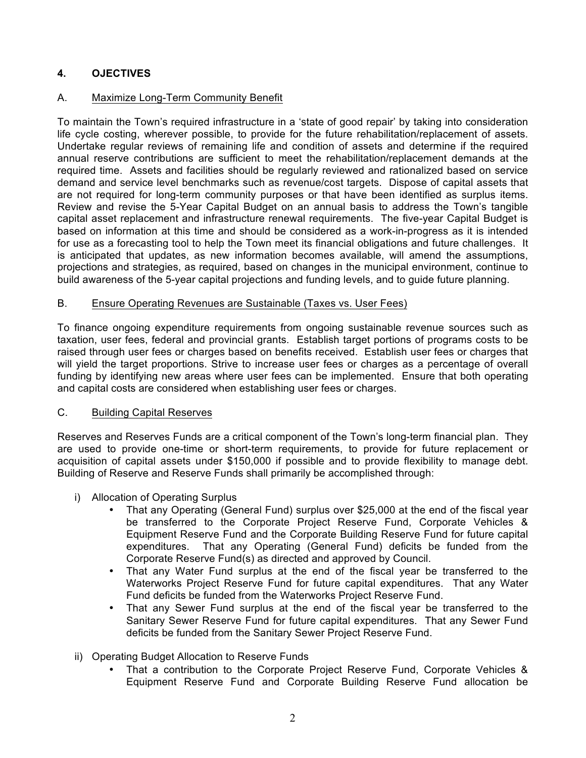## 4. OJECTIVES

### A. Maximize Long-Term Community Benefit

To maintain the Town's required infrastructure in a 'state of good repair' by taking into consideration life cycle costing, wherever possible, to provide for the future rehabilitation/replacement of assets. Undertake regular reviews of remaining life and condition of assets and determine if the required annual reserve contributions are sufficient to meet the rehabilitation/replacement demands at the required time. Assets and facilities should be regularly reviewed and rationalized based on service demand and service level benchmarks such as revenue/cost targets. Dispose of capital assets that are not required for long-term community purposes or that have been identified as surplus items. Review and revise the 5-Year Capital Budget on an annual basis to address the Town's tangible capital asset replacement and infrastructure renewal requirements. The five-year Capital Budget is based on information at this time and should be considered as a work-in-progress as it is intended for use as a forecasting tool to help the Town meet its financial obligations and future challenges. It is anticipated that updates, as new information becomes available, will amend the assumptions, projections and strategies, as required, based on changes in the municipal environment, continue to build awareness of the 5-year capital projections and funding levels, and to guide future planning.

### B. Ensure Operating Revenues are Sustainable (Taxes vs. User Fees)

To finance ongoing expenditure requirements from ongoing sustainable revenue sources such as taxation, user fees, federal and provincial grants. Establish target portions of programs costs to be raised through user fees or charges based on benefits received. Establish user fees or charges that will yield the target proportions. Strive to increase user fees or charges as a percentage of overall funding by identifying new areas where user fees can be implemented. Ensure that both operating and capital costs are considered when establishing user fees or charges.

### C. Building Capital Reserves

Reserves and Reserves Funds are a critical component of the Town's long-term financial plan. They are used to provide one-time or short-term requirements, to provide for future replacement or acquisition of capital assets under $150,000 if possible and to provide flexibility to manage debt. Building of Reserve and Reserve Funds shall primarily be accomplished through:

i) Allocation of Operating Surplus
- That any Operating (General Fund) surplus over $25,000 at the end of the fiscal year be transferred to the Corporate Project Reserve Fund, Corporate Vehicles & Equipment Reserve Fund and the Corporate Building Reserve Fund for future capital expenditures. That any Operating (General Fund) deficits be funded from the Corporate Reserve Fund(s) as directed and approved by Council.
- That any Water Fund surplus at the end of the fiscal year be transferred to the Waterworks Project Reserve Fund for future capital expenditures. That any Water Fund deficits be funded from the Waterworks Project Reserve Fund.
- That any Sewer Fund surplus at the end of the fiscal year be transferred to the Sanitary Sewer Reserve Fund for future capital expenditures. That any Sewer Fund deficits be funded from the Sanitary Sewer Project Reserve Fund.

ii) Operating Budget Allocation to Reserve Funds
- That a contribution to the Corporate Project Reserve Fund, Corporate Vehicles & Equipment Reserve Fund and Corporate Building Reserve Fund allocation be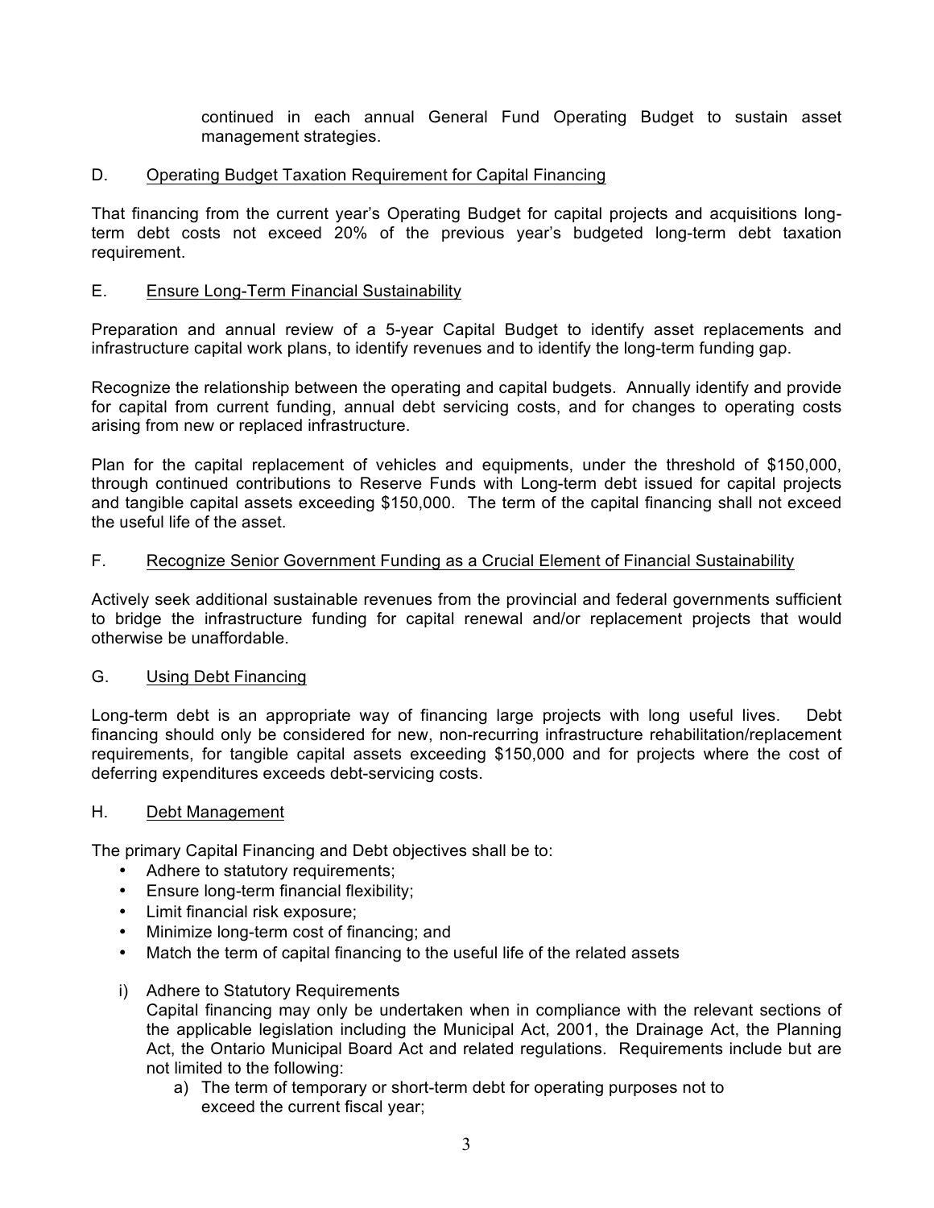continued in each annual General Fund Operating Budget to sustain asset management strategies.

D. Operating Budget Taxation Requirement for Capital Financing

That financing from the current year's Operating Budget for capital projects and acquisitions long-term debt costs not exceed 20% of the previous year's budgeted long-term debt taxation requirement.

E. Ensure Long-Term Financial Sustainability

Preparation and annual review of a 5-year Capital Budget to identify asset replacements and infrastructure capital work plans, to identify revenues and to identify the long-term funding gap.

Recognize the relationship between the operating and capital budgets. Annually identify and provide for capital from current funding, annual debt servicing costs, and for changes to operating costs arising from new or replaced infrastructure.

Plan for the capital replacement of vehicles and equipments, under the threshold of $150,000, through continued contributions to Reserve Funds with Long-term debt issued for capital projects and tangible capital assets exceeding $150,000. The term of the capital financing shall not exceed the useful life of the asset.

F. Recognize Senior Government Funding as a Crucial Element of Financial Sustainability

Actively seek additional sustainable revenues from the provincial and federal governments sufficient to bridge the infrastructure funding for capital renewal and/or replacement projects that would otherwise be unaffordable.

G. Using Debt Financing

Long-term debt is an appropriate way of financing large projects with long useful lives. Debt financing should only be considered for new, non-recurring infrastructure rehabilitation/replacement requirements, for tangible capital assets exceeding $150,000 and for projects where the cost of deferring expenditures exceeds debt-servicing costs.

H. Debt Management

The primary Capital Financing and Debt objectives shall be to:

- Adhere to statutory requirements;
- Ensure long-term financial flexibility;
- Limit financial risk exposure;
- Minimize long-term cost of financing; and
- Match the term of capital financing to the useful life of the related assets

i) Adhere to Statutory Requirements
   Capital financing may only be undertaken when in compliance with the relevant sections of the applicable legislation including the Municipal Act, 2001, the Drainage Act, the Planning Act, the Ontario Municipal Board Act and related regulations. Requirements include but are not limited to the following:
   a) The term of temporary or short-term debt for operating purposes not to exceed the current fiscal year;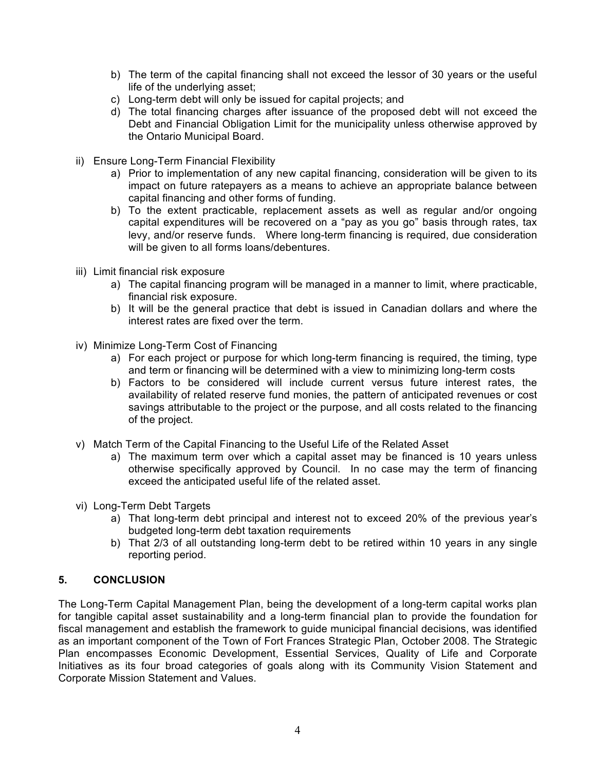b) The term of the capital financing shall not exceed the lessor of 30 years or the useful life of the underlying asset;
c) Long-term debt will only be issued for capital projects; and
d) The total financing charges after issuance of the proposed debt will not exceed the Debt and Financial Obligation Limit for the municipality unless otherwise approved by the Ontario Municipal Board.

ii) Ensure Long-Term Financial Flexibility
   a) Prior to implementation of any new capital financing, consideration will be given to its impact on future ratepayers as a means to achieve an appropriate balance between capital financing and other forms of funding.
   b) To the extent practicable, replacement assets as well as regular and/or ongoing capital expenditures will be recovered on a "pay as you go" basis through rates, tax levy, and/or reserve funds. Where long-term financing is required, due consideration will be given to all forms loans/debentures.

iii) Limit financial risk exposure
   a) The capital financing program will be managed in a manner to limit, where practicable, financial risk exposure.
   b) It will be the general practice that debt is issued in Canadian dollars and where the interest rates are fixed over the term.

iv) Minimize Long-Term Cost of Financing
   a) For each project or purpose for which long-term financing is required, the timing, type and term or financing will be determined with a view to minimizing long-term costs
   b) Factors to be considered will include current versus future interest rates, the availability of related reserve fund monies, the pattern of anticipated revenues or cost savings attributable to the project or the purpose, and all costs related to the financing of the project.

v) Match Term of the Capital Financing to the Useful Life of the Related Asset
   a) The maximum term over which a capital asset may be financed is 10 years unless otherwise specifically approved by Council. In no case may the term of financing exceed the anticipated useful life of the related asset.

vi) Long-Term Debt Targets
   a) That long-term debt principal and interest not to exceed 20% of the previous year's budgeted long-term debt taxation requirements
   b) That 2/3 of all outstanding long-term debt to be retired within 10 years in any single reporting period.

## 5. CONCLUSION

The Long-Term Capital Management Plan, being the development of a long-term capital works plan for tangible capital asset sustainability and a long-term financial plan to provide the foundation for fiscal management and establish the framework to guide municipal financial decisions, was identified as an important component of the Town of Fort Frances Strategic Plan, October 2008. The Strategic Plan encompasses Economic Development, Essential Services, Quality of Life and Corporate Initiatives as its four broad categories of goals along with its Community Vision Statement and Corporate Mission Statement and Values.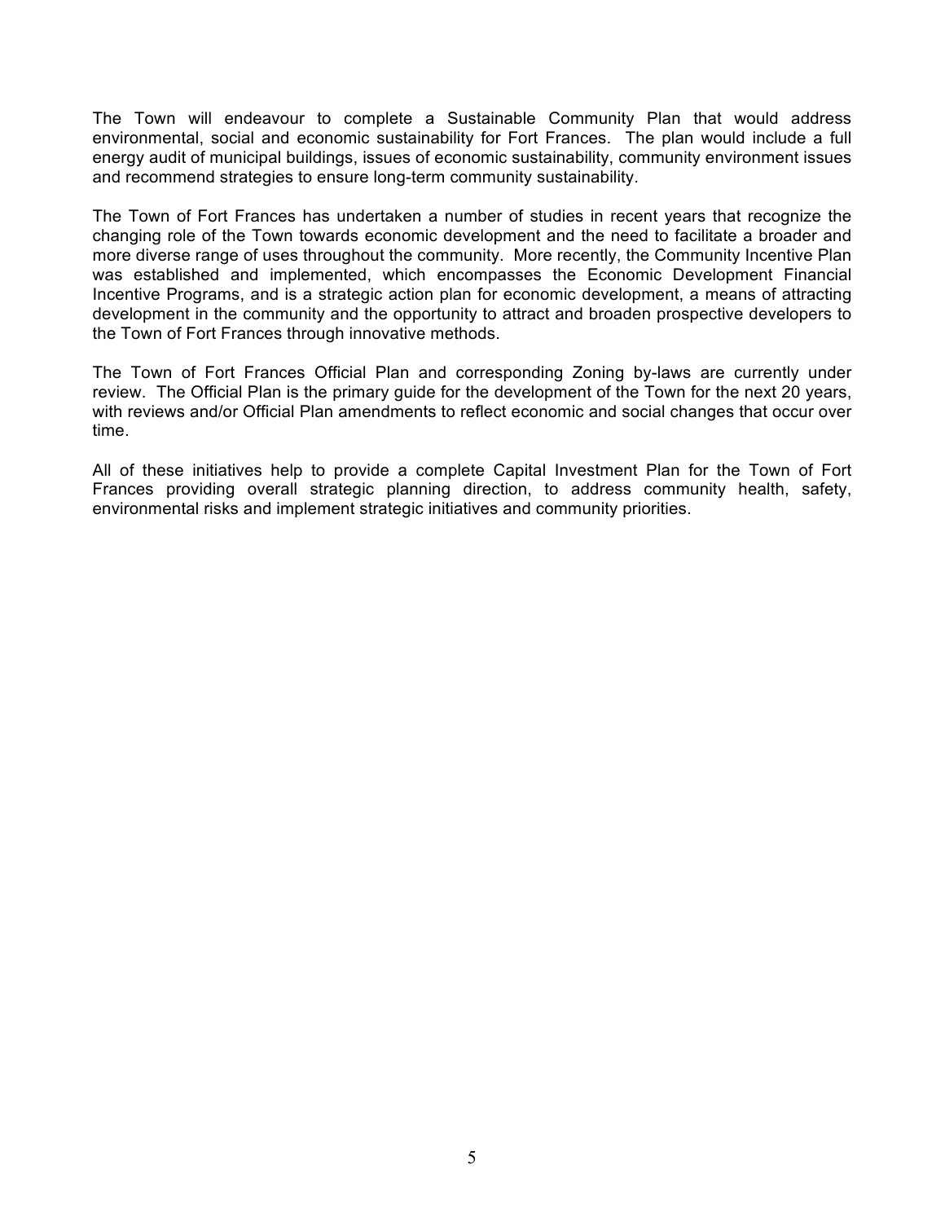The Town will endeavour to complete a Sustainable Community Plan that would address environmental, social and economic sustainability for Fort Frances. The plan would include a full energy audit of municipal buildings, issues of economic sustainability, community environment issues and recommend strategies to ensure long-term community sustainability.

The Town of Fort Frances has undertaken a number of studies in recent years that recognize the changing role of the Town towards economic development and the need to facilitate a broader and more diverse range of uses throughout the community. More recently, the Community Incentive Plan was established and implemented, which encompasses the Economic Development Financial Incentive Programs, and is a strategic action plan for economic development, a means of attracting development in the community and the opportunity to attract and broaden prospective developers to the Town of Fort Frances through innovative methods.

The Town of Fort Frances Official Plan and corresponding Zoning by-laws are currently under review. The Official Plan is the primary guide for the development of the Town for the next 20 years, with reviews and/or Official Plan amendments to reflect economic and social changes that occur over time.

All of these initiatives help to provide a complete Capital Investment Plan for the Town of Fort Frances providing overall strategic planning direction, to address community health, safety, environmental risks and implement strategic initiatives and community priorities.